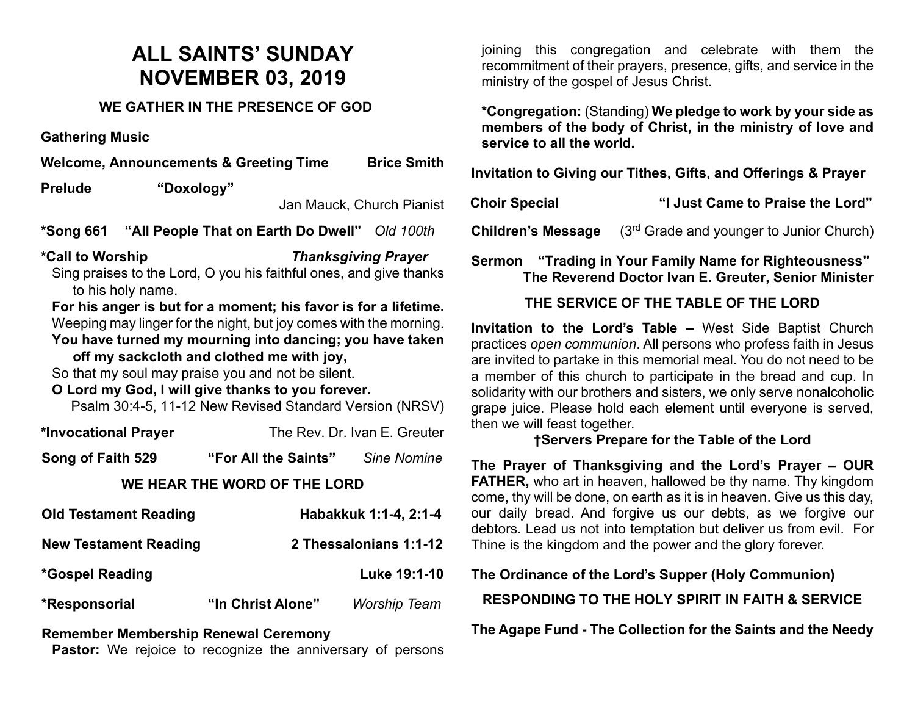# ALL SAINTS' SUNDAY
# NOVEMBER 03, 2019

## WE GATHER IN THE PRESENCE OF GOD

**Gathering Music**

**Welcome, Announcements & Greeting Time** — **Brice Smith**

**Prelude** — **"Doxology"**
Jan Mauck, Church Pianist

**\*Song 661 "All People That on Earth Do Dwell"** *Old 100th*

**\*Call to Worship** — ***Thanksgiving Prayer***

Sing praises to the Lord, O you his faithful ones, and give thanks to his holy name.

**For his anger is but for a moment; his favor is for a lifetime.**

Weeping may linger for the night, but joy comes with the morning.

**You have turned my mourning into dancing; you have taken off my sackcloth and clothed me with joy,**

So that my soul may praise you and not be silent.

**O Lord my God, I will give thanks to you forever.**

Psalm 30:4-5, 11-12 New Revised Standard Version (NRSV)

**\*Invocational Prayer** — The Rev. Dr. Ivan E. Greuter

**Song of Faith 529 "For All the Saints"** *Sine Nomine*

## WE HEAR THE WORD OF THE LORD

**Old Testament Reading** — **Habakkuk 1:1-4, 2:1-4**

**New Testament Reading** — **2 Thessalonians 1:1-12**

**\*Gospel Reading** — **Luke 19:1-10**

**\*Responsorial "In Christ Alone"** *Worship Team*

**Remember Membership Renewal Ceremony**

**Pastor:** We rejoice to recognize the anniversary of persons joining this congregation and celebrate with them the recommitment of their prayers, presence, gifts, and service in the ministry of the gospel of Jesus Christ.

**\*Congregation:** (Standing) **We pledge to work by your side as members of the body of Christ, in the ministry of love and service to all the world.**

**Invitation to Giving our Tithes, Gifts, and Offerings & Prayer**

**Choir Special** — **"I Just Came to Praise the Lord"**

**Children's Message** (3rd Grade and younger to Junior Church)

**Sermon "Trading in Your Family Name for Righteousness"**
**The Reverend Doctor Ivan E. Greuter, Senior Minister**

## THE SERVICE OF THE TABLE OF THE LORD

**Invitation to the Lord's Table –** West Side Baptist Church practices *open communion*. All persons who profess faith in Jesus are invited to partake in this memorial meal. You do not need to be a member of this church to participate in the bread and cup. In solidarity with our brothers and sisters, we only serve nonalcoholic grape juice. Please hold each element until everyone is served, then we will feast together.

**†Servers Prepare for the Table of the Lord**

**The Prayer of Thanksgiving and the Lord's Prayer – OUR FATHER,** who art in heaven, hallowed be thy name. Thy kingdom come, thy will be done, on earth as it is in heaven. Give us this day, our daily bread. And forgive us our debts, as we forgive our debtors. Lead us not into temptation but deliver us from evil. For Thine is the kingdom and the power and the glory forever.

**The Ordinance of the Lord's Supper (Holy Communion)**

## RESPONDING TO THE HOLY SPIRIT IN FAITH & SERVICE

**The Agape Fund - The Collection for the Saints and the Needy**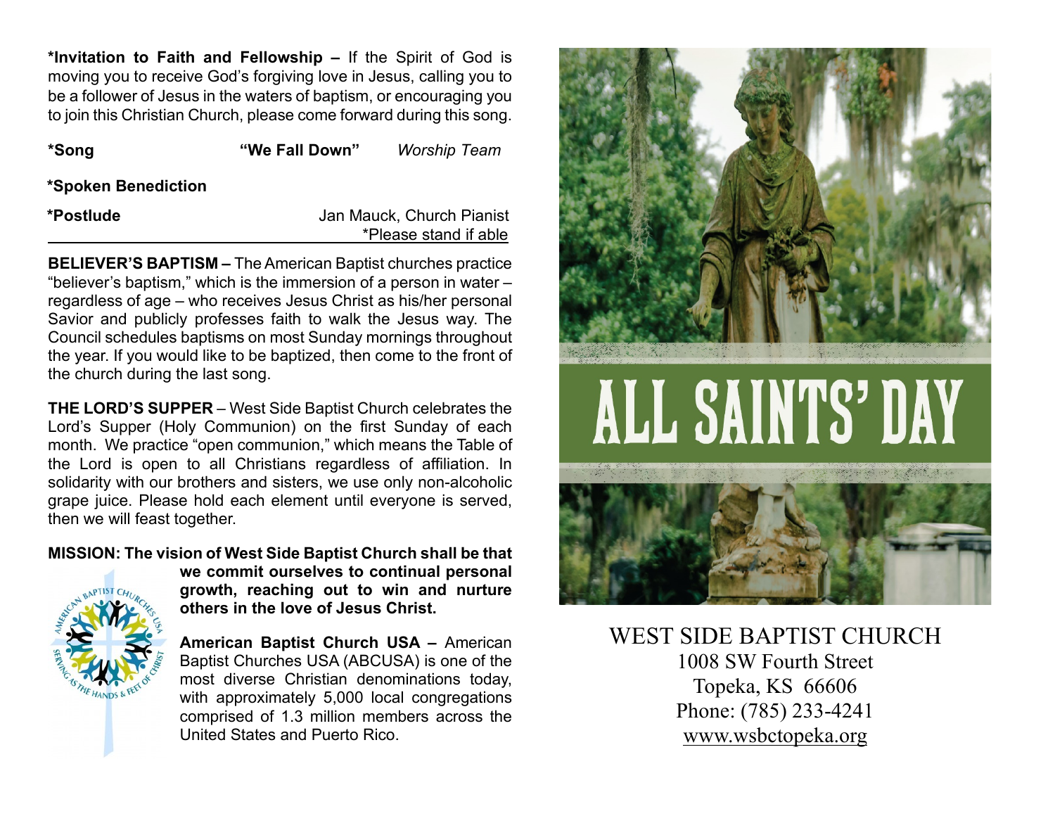**\*Invitation to Faith and Fellowship –** If the Spirit of God is moving you to receive God's forgiving love in Jesus, calling you to be a follower of Jesus in the waters of baptism, or encouraging you to join this Christian Church, please come forward during this song.

**\*Song** **"We Fall Down"** *Worship Team*

**\*Spoken Benediction**

**\*Postlude** Jan Mauck, Church Pianist

\*Please stand if able

---

**BELIEVER'S BAPTISM –** The American Baptist churches practice "believer's baptism," which is the immersion of a person in water – regardless of age – who receives Jesus Christ as his/her personal Savior and publicly professes faith to walk the Jesus way. The Council schedules baptisms on most Sunday mornings throughout the year. If you would like to be baptized, then come to the front of the church during the last song.

**THE LORD'S SUPPER** – West Side Baptist Church celebrates the Lord's Supper (Holy Communion) on the first Sunday of each month. We practice "open communion," which means the Table of the Lord is open to all Christians regardless of affiliation. In solidarity with our brothers and sisters, we use only non-alcoholic grape juice. Please hold each element until everyone is served, then we will feast together.

**MISSION: The vision of West Side Baptist Church shall be that we commit ourselves to continual personal growth, reaching out to win and nurture others in the love of Jesus Christ.**

AMERICAN BAPTIST CHURCHES USA
SERVING AS THE HANDS & FEET OF CHRIST

**American Baptist Church USA –** American Baptist Churches USA (ABCUSA) is one of the most diverse Christian denominations today, with approximately 5,000 local congregations comprised of 1.3 million members across the United States and Puerto Rico.

# ALL SAINTS' DAY

WEST SIDE BAPTIST CHURCH
1008 SW Fourth Street
Topeka, KS 66606
Phone: (785) 233-4241
www.wsbctopeka.org